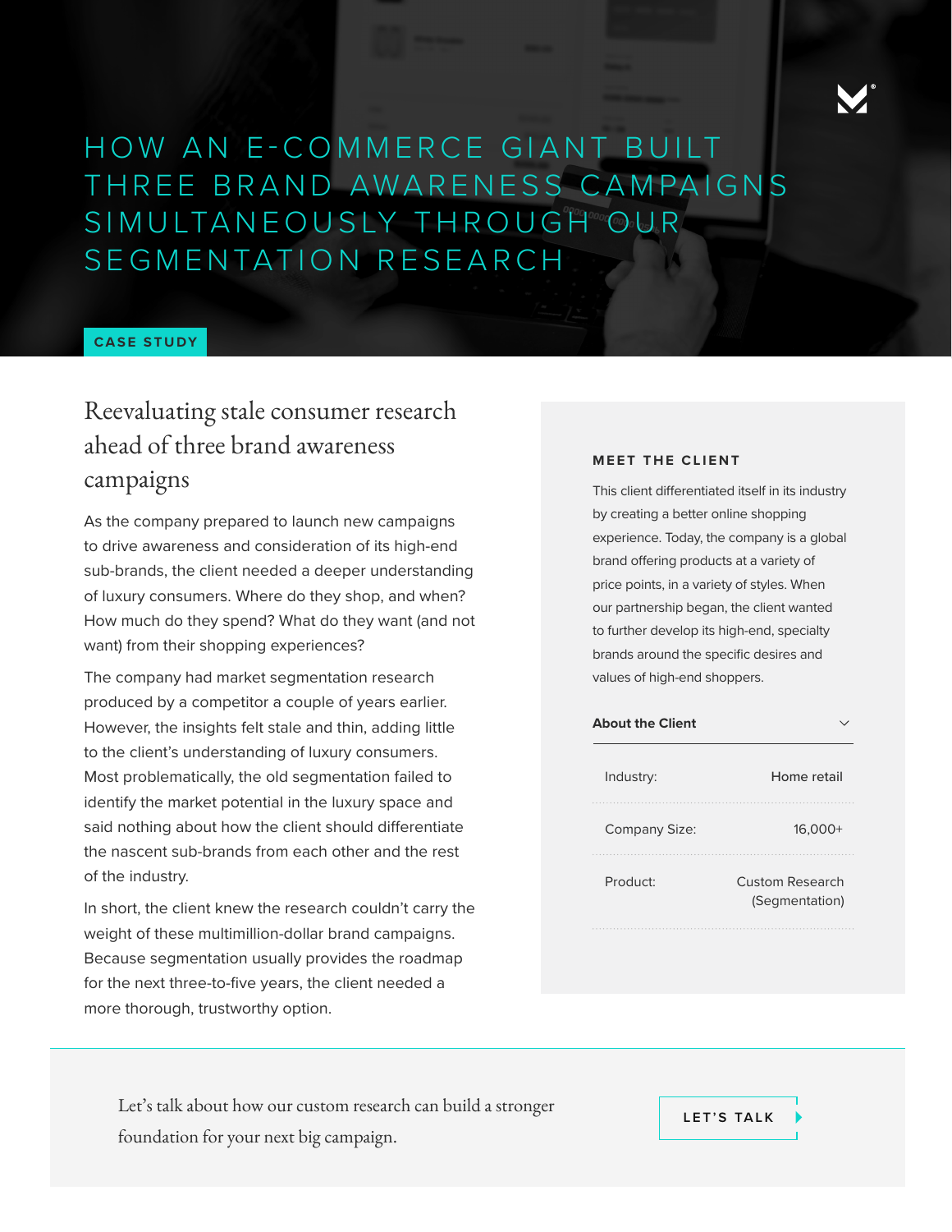# HOW AN E-COMMERCE GIANT BUILT THREE BRAND AWARENESS CAMPAIGNS SIMULTANEOUSLY THROUGH OUR SEGMENTATION RESEARCH

CASE STUDY

## Reevaluating stale consumer research ahead of three brand awareness campaigns

As the company prepared to launch new campaigns to drive awareness and consideration of its high-end sub-brands, the client needed a deeper understanding of luxury consumers. Where do they shop, and when? How much do they spend? What do they want (and not want) from their shopping experiences?

The company had market segmentation research produced by a competitor a couple of years earlier. However, the insights felt stale and thin, adding little to the client's understanding of luxury consumers. Most problematically, the old segmentation failed to identify the market potential in the luxury space and said nothing about how the client should differentiate the nascent sub-brands from each other and the rest of the industry.

In short, the client knew the research couldn't carry the weight of these multimillion-dollar brand campaigns. Because segmentation usually provides the roadmap for the next three-to-five years, the client needed a more thorough, trustworthy option.

### MEET THE CLIENT

This client differentiated itself in its industry by creating a better online shopping experience. Today, the company is a global brand offering products at a variety of price points, in a variety of styles. When our partnership began, the client wanted to further develop its high-end, specialty brands around the specific desires and values of high-end shoppers.

**About the Client**

| | |
|---|---|
| Industry: | Home retail |
| Company Size: | 16,000+ |
| Product: | Custom Research (Segmentation) |

Let's talk about how our custom research can build a stronger foundation for your next big campaign.

LET'S TALK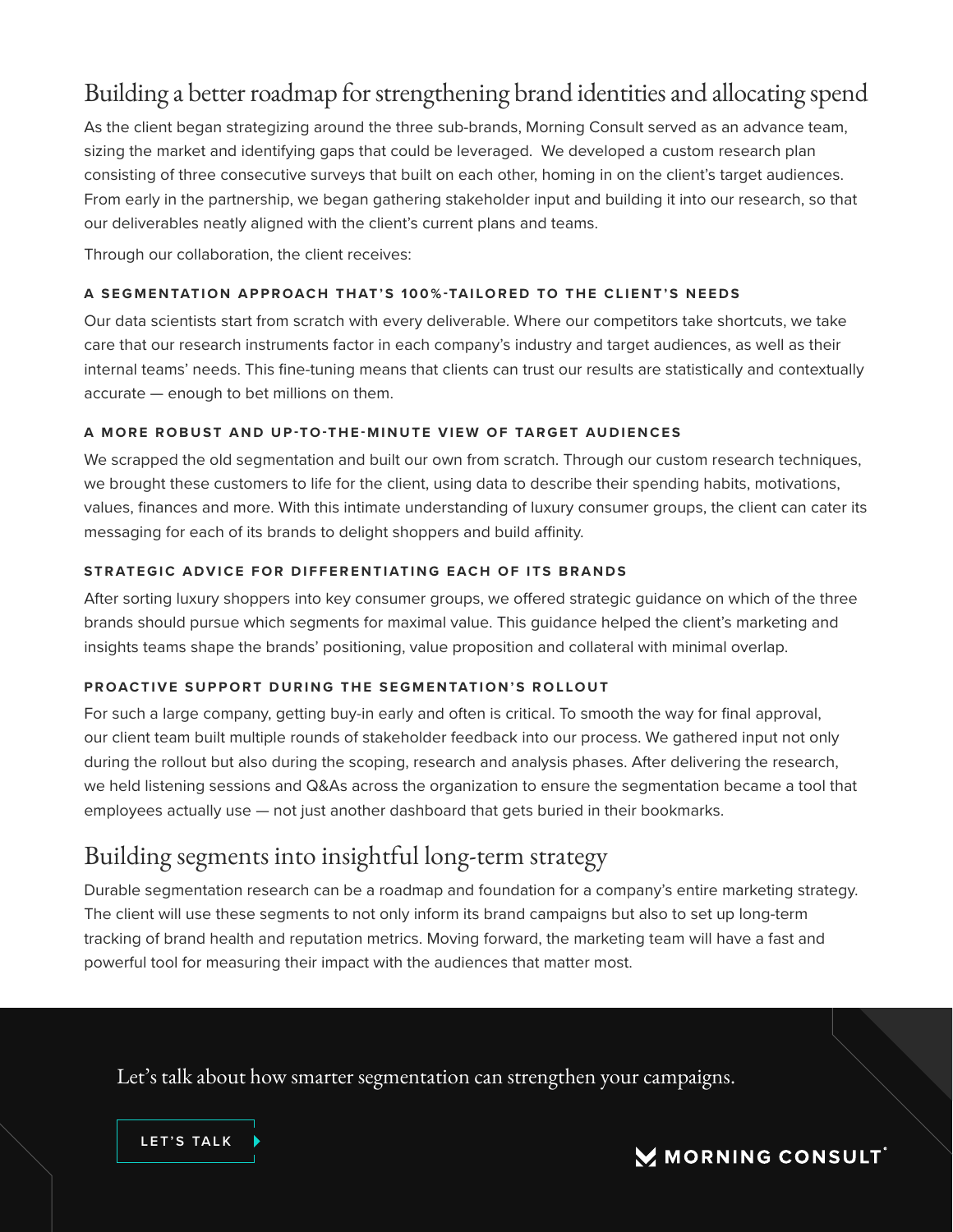## Building a better roadmap for strengthening brand identities and allocating spend

As the client began strategizing around the three sub-brands, Morning Consult served as an advance team, sizing the market and identifying gaps that could be leveraged. We developed a custom research plan consisting of three consecutive surveys that built on each other, homing in on the client's target audiences. From early in the partnership, we began gathering stakeholder input and building it into our research, so that our deliverables neatly aligned with the client's current plans and teams.

Through our collaboration, the client receives:

### A SEGMENTATION APPROACH THAT'S 100%-TAILORED TO THE CLIENT'S NEEDS

Our data scientists start from scratch with every deliverable. Where our competitors take shortcuts, we take care that our research instruments factor in each company's industry and target audiences, as well as their internal teams' needs. This fine-tuning means that clients can trust our results are statistically and contextually accurate — enough to bet millions on them.

### A MORE ROBUST AND UP-TO-THE-MINUTE VIEW OF TARGET AUDIENCES

We scrapped the old segmentation and built our own from scratch. Through our custom research techniques, we brought these customers to life for the client, using data to describe their spending habits, motivations, values, finances and more. With this intimate understanding of luxury consumer groups, the client can cater its messaging for each of its brands to delight shoppers and build affinity.

### STRATEGIC ADVICE FOR DIFFERENTIATING EACH OF ITS BRANDS

After sorting luxury shoppers into key consumer groups, we offered strategic guidance on which of the three brands should pursue which segments for maximal value. This guidance helped the client's marketing and insights teams shape the brands' positioning, value proposition and collateral with minimal overlap.

### PROACTIVE SUPPORT DURING THE SEGMENTATION'S ROLLOUT

For such a large company, getting buy-in early and often is critical. To smooth the way for final approval, our client team built multiple rounds of stakeholder feedback into our process. We gathered input not only during the rollout but also during the scoping, research and analysis phases. After delivering the research, we held listening sessions and Q&As across the organization to ensure the segmentation became a tool that employees actually use — not just another dashboard that gets buried in their bookmarks.

## Building segments into insightful long-term strategy

Durable segmentation research can be a roadmap and foundation for a company's entire marketing strategy. The client will use these segments to not only inform its brand campaigns but also to set up long-term tracking of brand health and reputation metrics. Moving forward, the marketing team will have a fast and powerful tool for measuring their impact with the audiences that matter most.

Let's talk about how smarter segmentation can strengthen your campaigns.

LET'S TALK

MORNING CONSULT